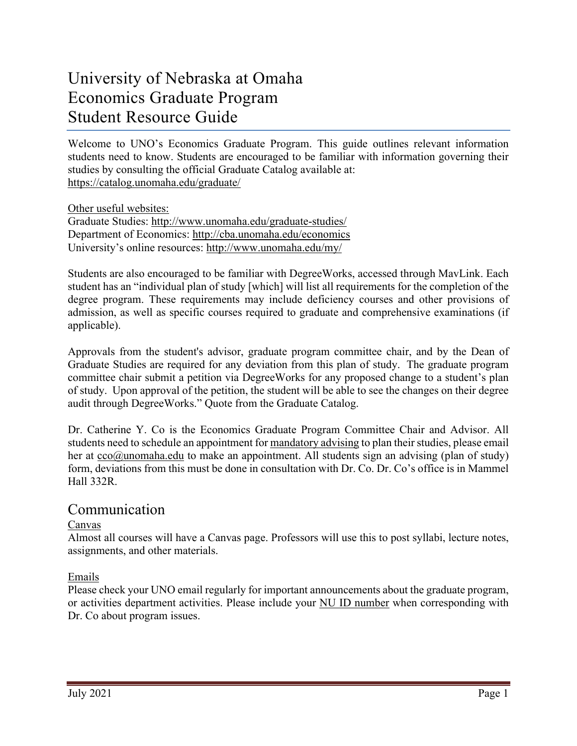# University of Nebraska at Omaha
# Economics Graduate Program
# Student Resource Guide

Welcome to UNO's Economics Graduate Program. This guide outlines relevant information students need to know. Students are encouraged to be familiar with information governing their studies by consulting the official Graduate Catalog available at: https://catalog.unomaha.edu/graduate/

Other useful websites:
Graduate Studies: http://www.unomaha.edu/graduate-studies/
Department of Economics: http://cba.unomaha.edu/economics
University's online resources: http://www.unomaha.edu/my/

Students are also encouraged to be familiar with DegreeWorks, accessed through MavLink. Each student has an "individual plan of study [which] will list all requirements for the completion of the degree program. These requirements may include deficiency courses and other provisions of admission, as well as specific courses required to graduate and comprehensive examinations (if applicable).

Approvals from the student's advisor, graduate program committee chair, and by the Dean of Graduate Studies are required for any deviation from this plan of study. The graduate program committee chair submit a petition via DegreeWorks for any proposed change to a student's plan of study. Upon approval of the petition, the student will be able to see the changes on their degree audit through DegreeWorks." Quote from the Graduate Catalog.

Dr. Catherine Y. Co is the Economics Graduate Program Committee Chair and Advisor. All students need to schedule an appointment for mandatory advising to plan their studies, please email her at cco@unomaha.edu to make an appointment. All students sign an advising (plan of study) form, deviations from this must be done in consultation with Dr. Co. Dr. Co's office is in Mammel Hall 332R.

## Communication

Canvas
Almost all courses will have a Canvas page. Professors will use this to post syllabi, lecture notes, assignments, and other materials.

Emails
Please check your UNO email regularly for important announcements about the graduate program, or activities department activities. Please include your NU ID number when corresponding with Dr. Co about program issues.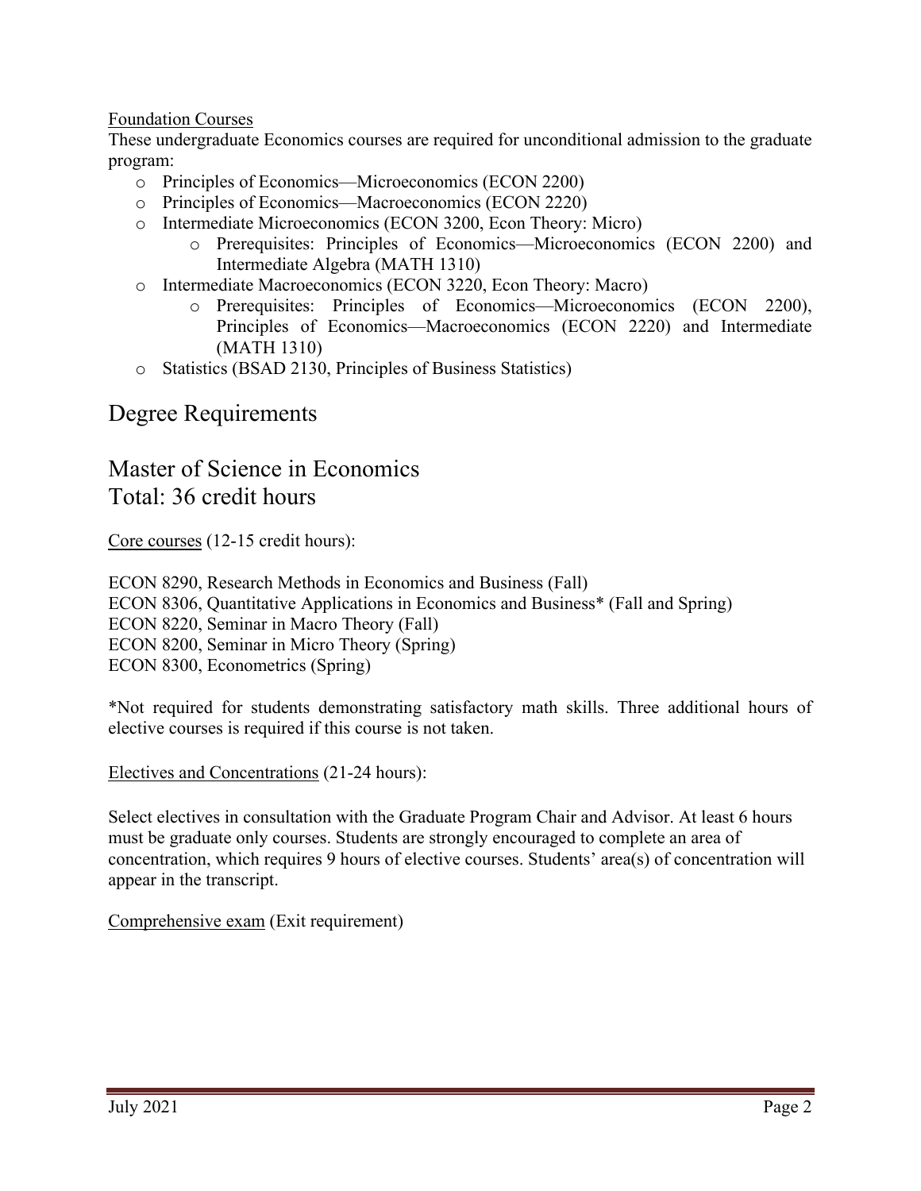Foundation Courses

These undergraduate Economics courses are required for unconditional admission to the graduate program:

- Principles of Economics—Microeconomics (ECON 2200)
- Principles of Economics—Macroeconomics (ECON 2220)
- Intermediate Microeconomics (ECON 3200, Econ Theory: Micro)
    - Prerequisites: Principles of Economics—Microeconomics (ECON 2200) and Intermediate Algebra (MATH 1310)
- Intermediate Macroeconomics (ECON 3220, Econ Theory: Macro)
    - Prerequisites: Principles of Economics—Microeconomics (ECON 2200), Principles of Economics—Macroeconomics (ECON 2220) and Intermediate (MATH 1310)
- Statistics (BSAD 2130, Principles of Business Statistics)

# Degree Requirements

## Master of Science in Economics
## Total: 36 credit hours

Core courses (12-15 credit hours):

ECON 8290, Research Methods in Economics and Business (Fall)
ECON 8306, Quantitative Applications in Economics and Business* (Fall and Spring)
ECON 8220, Seminar in Macro Theory (Fall)
ECON 8200, Seminar in Micro Theory (Spring)
ECON 8300, Econometrics (Spring)

*Not required for students demonstrating satisfactory math skills. Three additional hours of elective courses is required if this course is not taken.

Electives and Concentrations (21-24 hours):

Select electives in consultation with the Graduate Program Chair and Advisor. At least 6 hours must be graduate only courses. Students are strongly encouraged to complete an area of concentration, which requires 9 hours of elective courses. Students' area(s) of concentration will appear in the transcript.

Comprehensive exam (Exit requirement)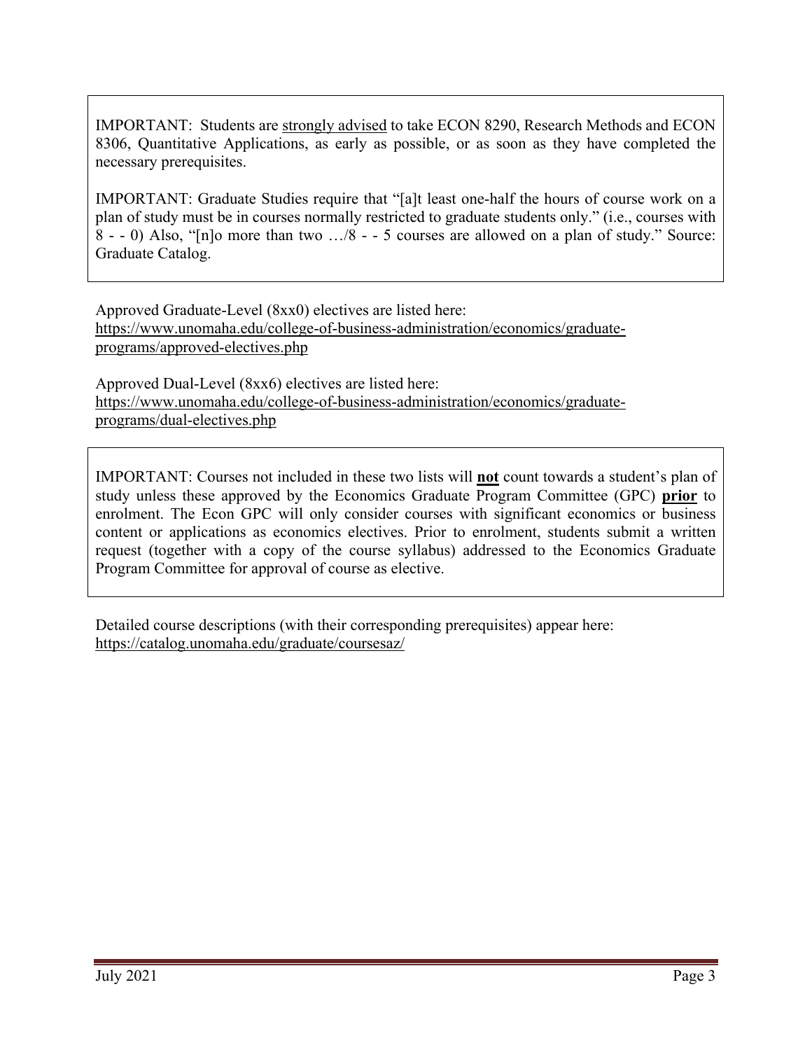IMPORTANT: Students are strongly advised to take ECON 8290, Research Methods and ECON 8306, Quantitative Applications, as early as possible, or as soon as they have completed the necessary prerequisites.

IMPORTANT: Graduate Studies require that "[a]t least one-half the hours of course work on a plan of study must be in courses normally restricted to graduate students only." (i.e., courses with 8 - - 0) Also, "[n]o more than two …/8 - - 5 courses are allowed on a plan of study." Source: Graduate Catalog.

Approved Graduate-Level (8xx0) electives are listed here:
https://www.unomaha.edu/college-of-business-administration/economics/graduate-programs/approved-electives.php

Approved Dual-Level (8xx6) electives are listed here:
https://www.unomaha.edu/college-of-business-administration/economics/graduate-programs/dual-electives.php

IMPORTANT: Courses not included in these two lists will **not** count towards a student's plan of study unless these approved by the Economics Graduate Program Committee (GPC) **prior** to enrolment. The Econ GPC will only consider courses with significant economics or business content or applications as economics electives. Prior to enrolment, students submit a written request (together with a copy of the course syllabus) addressed to the Economics Graduate Program Committee for approval of course as elective.

Detailed course descriptions (with their corresponding prerequisites) appear here:
https://catalog.unomaha.edu/graduate/coursesaz/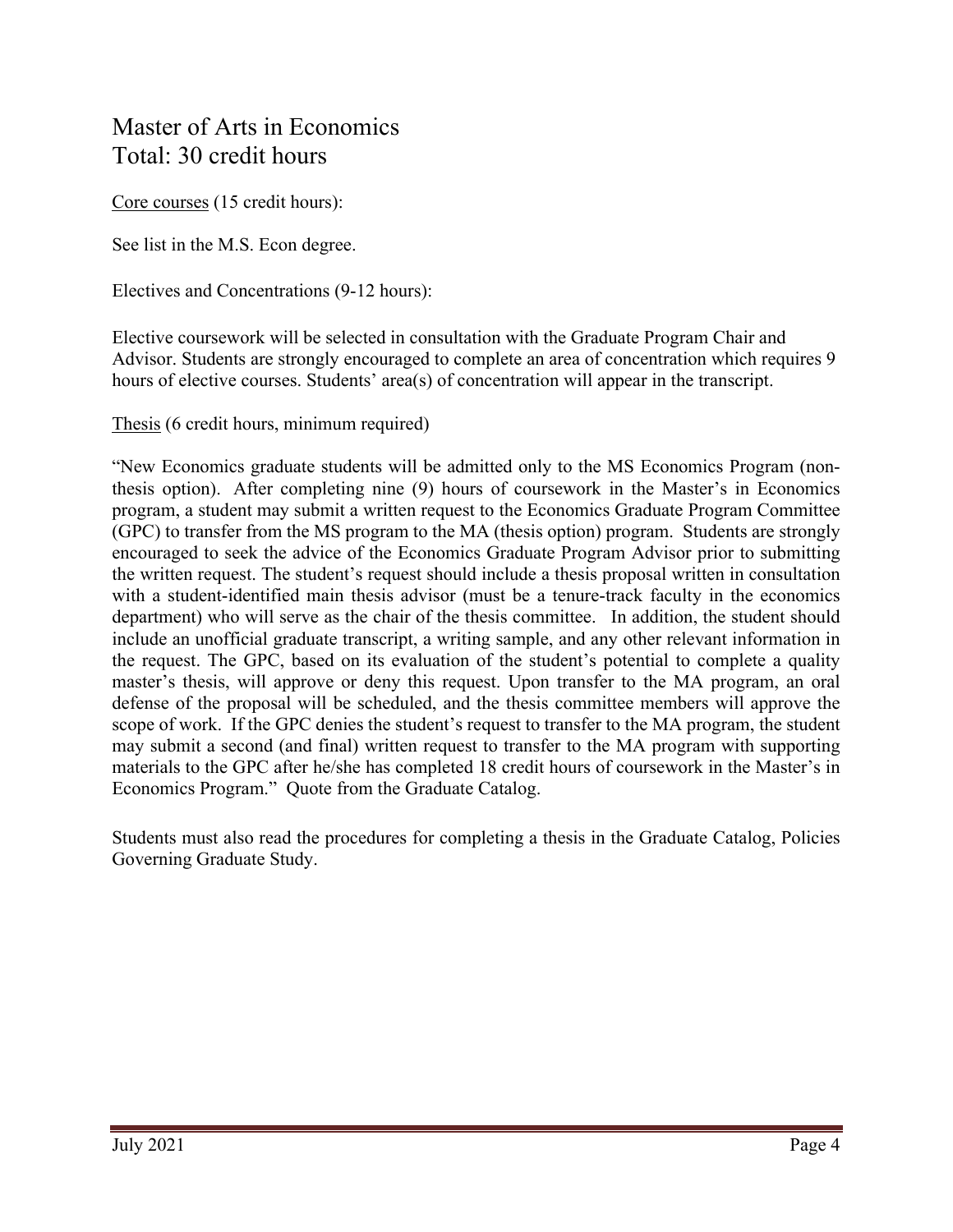# Master of Arts in Economics
# Total: 30 credit hours

<u>Core courses</u> (15 credit hours):

See list in the M.S. Econ degree.

Electives and Concentrations (9-12 hours):

Elective coursework will be selected in consultation with the Graduate Program Chair and Advisor. Students are strongly encouraged to complete an area of concentration which requires 9 hours of elective courses. Students' area(s) of concentration will appear in the transcript.

<u>Thesis</u> (6 credit hours, minimum required)

"New Economics graduate students will be admitted only to the MS Economics Program (non-thesis option). After completing nine (9) hours of coursework in the Master's in Economics program, a student may submit a written request to the Economics Graduate Program Committee (GPC) to transfer from the MS program to the MA (thesis option) program. Students are strongly encouraged to seek the advice of the Economics Graduate Program Advisor prior to submitting the written request. The student's request should include a thesis proposal written in consultation with a student-identified main thesis advisor (must be a tenure-track faculty in the economics department) who will serve as the chair of the thesis committee. In addition, the student should include an unofficial graduate transcript, a writing sample, and any other relevant information in the request. The GPC, based on its evaluation of the student's potential to complete a quality master's thesis, will approve or deny this request. Upon transfer to the MA program, an oral defense of the proposal will be scheduled, and the thesis committee members will approve the scope of work. If the GPC denies the student's request to transfer to the MA program, the student may submit a second (and final) written request to transfer to the MA program with supporting materials to the GPC after he/she has completed 18 credit hours of coursework in the Master's in Economics Program." Quote from the Graduate Catalog.

Students must also read the procedures for completing a thesis in the Graduate Catalog, Policies Governing Graduate Study.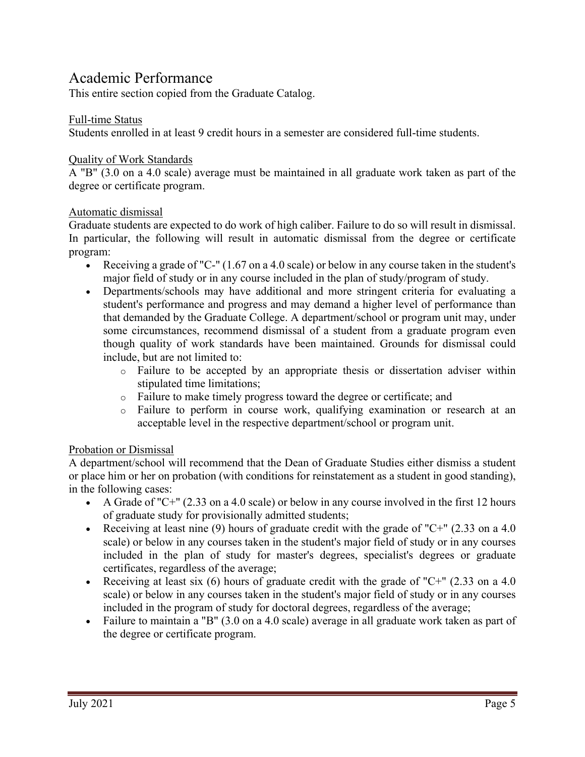# Academic Performance

This entire section copied from the Graduate Catalog.

## Full-time Status

Students enrolled in at least 9 credit hours in a semester are considered full-time students.

## Quality of Work Standards

A "B" (3.0 on a 4.0 scale) average must be maintained in all graduate work taken as part of the degree or certificate program.

## Automatic dismissal

Graduate students are expected to do work of high caliber. Failure to do so will result in dismissal. In particular, the following will result in automatic dismissal from the degree or certificate program:

- Receiving a grade of "C-" (1.67 on a 4.0 scale) or below in any course taken in the student's major field of study or in any course included in the plan of study/program of study.
- Departments/schools may have additional and more stringent criteria for evaluating a student's performance and progress and may demand a higher level of performance than that demanded by the Graduate College. A department/school or program unit may, under some circumstances, recommend dismissal of a student from a graduate program even though quality of work standards have been maintained. Grounds for dismissal could include, but are not limited to:
  - Failure to be accepted by an appropriate thesis or dissertation adviser within stipulated time limitations;
  - Failure to make timely progress toward the degree or certificate; and
  - Failure to perform in course work, qualifying examination or research at an acceptable level in the respective department/school or program unit.

## Probation or Dismissal

A department/school will recommend that the Dean of Graduate Studies either dismiss a student or place him or her on probation (with conditions for reinstatement as a student in good standing), in the following cases:

- A Grade of "C+" (2.33 on a 4.0 scale) or below in any course involved in the first 12 hours of graduate study for provisionally admitted students;
- Receiving at least nine (9) hours of graduate credit with the grade of "C+" (2.33 on a 4.0 scale) or below in any courses taken in the student's major field of study or in any courses included in the plan of study for master's degrees, specialist's degrees or graduate certificates, regardless of the average;
- Receiving at least six (6) hours of graduate credit with the grade of "C+" (2.33 on a 4.0 scale) or below in any courses taken in the student's major field of study or in any courses included in the program of study for doctoral degrees, regardless of the average;
- Failure to maintain a "B" (3.0 on a 4.0 scale) average in all graduate work taken as part of the degree or certificate program.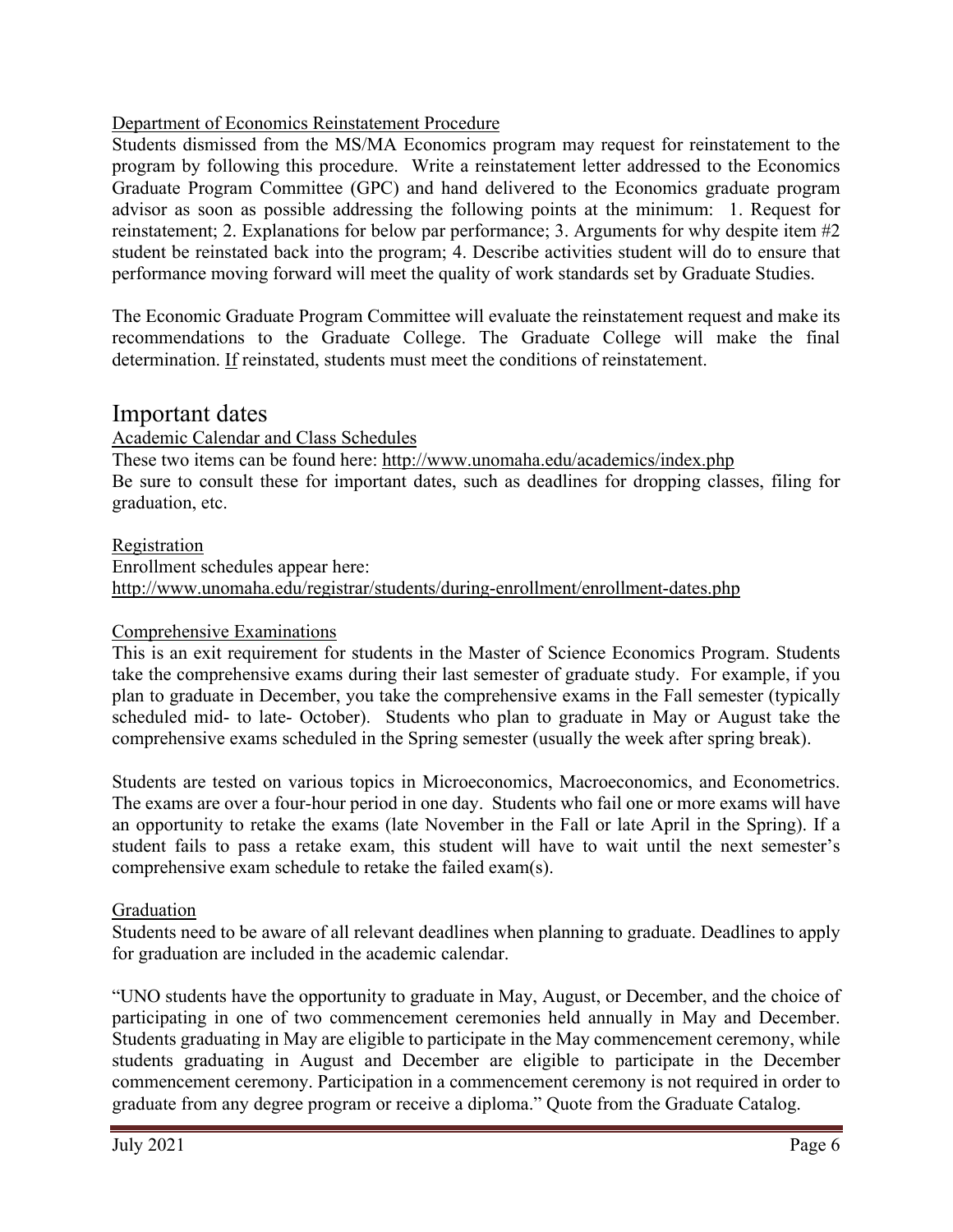Department of Economics Reinstatement Procedure

Students dismissed from the MS/MA Economics program may request for reinstatement to the program by following this procedure. Write a reinstatement letter addressed to the Economics Graduate Program Committee (GPC) and hand delivered to the Economics graduate program advisor as soon as possible addressing the following points at the minimum: 1. Request for reinstatement; 2. Explanations for below par performance; 3. Arguments for why despite item #2 student be reinstated back into the program; 4. Describe activities student will do to ensure that performance moving forward will meet the quality of work standards set by Graduate Studies.

The Economic Graduate Program Committee will evaluate the reinstatement request and make its recommendations to the Graduate College. The Graduate College will make the final determination. If reinstated, students must meet the conditions of reinstatement.

# Important dates

Academic Calendar and Class Schedules

These two items can be found here: http://www.unomaha.edu/academics/index.php

Be sure to consult these for important dates, such as deadlines for dropping classes, filing for graduation, etc.

Registration

Enrollment schedules appear here:

http://www.unomaha.edu/registrar/students/during-enrollment/enrollment-dates.php

Comprehensive Examinations

This is an exit requirement for students in the Master of Science Economics Program. Students take the comprehensive exams during their last semester of graduate study. For example, if you plan to graduate in December, you take the comprehensive exams in the Fall semester (typically scheduled mid- to late- October). Students who plan to graduate in May or August take the comprehensive exams scheduled in the Spring semester (usually the week after spring break).

Students are tested on various topics in Microeconomics, Macroeconomics, and Econometrics. The exams are over a four-hour period in one day. Students who fail one or more exams will have an opportunity to retake the exams (late November in the Fall or late April in the Spring). If a student fails to pass a retake exam, this student will have to wait until the next semester's comprehensive exam schedule to retake the failed exam(s).

Graduation

Students need to be aware of all relevant deadlines when planning to graduate. Deadlines to apply for graduation are included in the academic calendar.

"UNO students have the opportunity to graduate in May, August, or December, and the choice of participating in one of two commencement ceremonies held annually in May and December. Students graduating in May are eligible to participate in the May commencement ceremony, while students graduating in August and December are eligible to participate in the December commencement ceremony. Participation in a commencement ceremony is not required in order to graduate from any degree program or receive a diploma." Quote from the Graduate Catalog.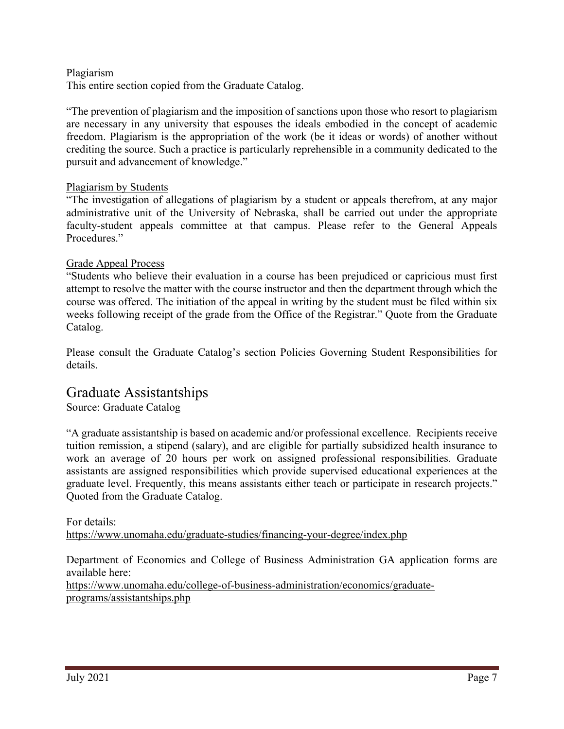### Plagiarism

This entire section copied from the Graduate Catalog.

"The prevention of plagiarism and the imposition of sanctions upon those who resort to plagiarism are necessary in any university that espouses the ideals embodied in the concept of academic freedom. Plagiarism is the appropriation of the work (be it ideas or words) of another without crediting the source. Such a practice is particularly reprehensible in a community dedicated to the pursuit and advancement of knowledge."

### Plagiarism by Students

"The investigation of allegations of plagiarism by a student or appeals therefrom, at any major administrative unit of the University of Nebraska, shall be carried out under the appropriate faculty-student appeals committee at that campus. Please refer to the General Appeals Procedures."

### Grade Appeal Process

"Students who believe their evaluation in a course has been prejudiced or capricious must first attempt to resolve the matter with the course instructor and then the department through which the course was offered. The initiation of the appeal in writing by the student must be filed within six weeks following receipt of the grade from the Office of the Registrar." Quote from the Graduate Catalog.

Please consult the Graduate Catalog's section Policies Governing Student Responsibilities for details.

## Graduate Assistantships

Source: Graduate Catalog

"A graduate assistantship is based on academic and/or professional excellence. Recipients receive tuition remission, a stipend (salary), and are eligible for partially subsidized health insurance to work an average of 20 hours per work on assigned professional responsibilities. Graduate assistants are assigned responsibilities which provide supervised educational experiences at the graduate level. Frequently, this means assistants either teach or participate in research projects." Quoted from the Graduate Catalog.

For details:
https://www.unomaha.edu/graduate-studies/financing-your-degree/index.php

Department of Economics and College of Business Administration GA application forms are available here:
https://www.unomaha.edu/college-of-business-administration/economics/graduate-programs/assistantships.php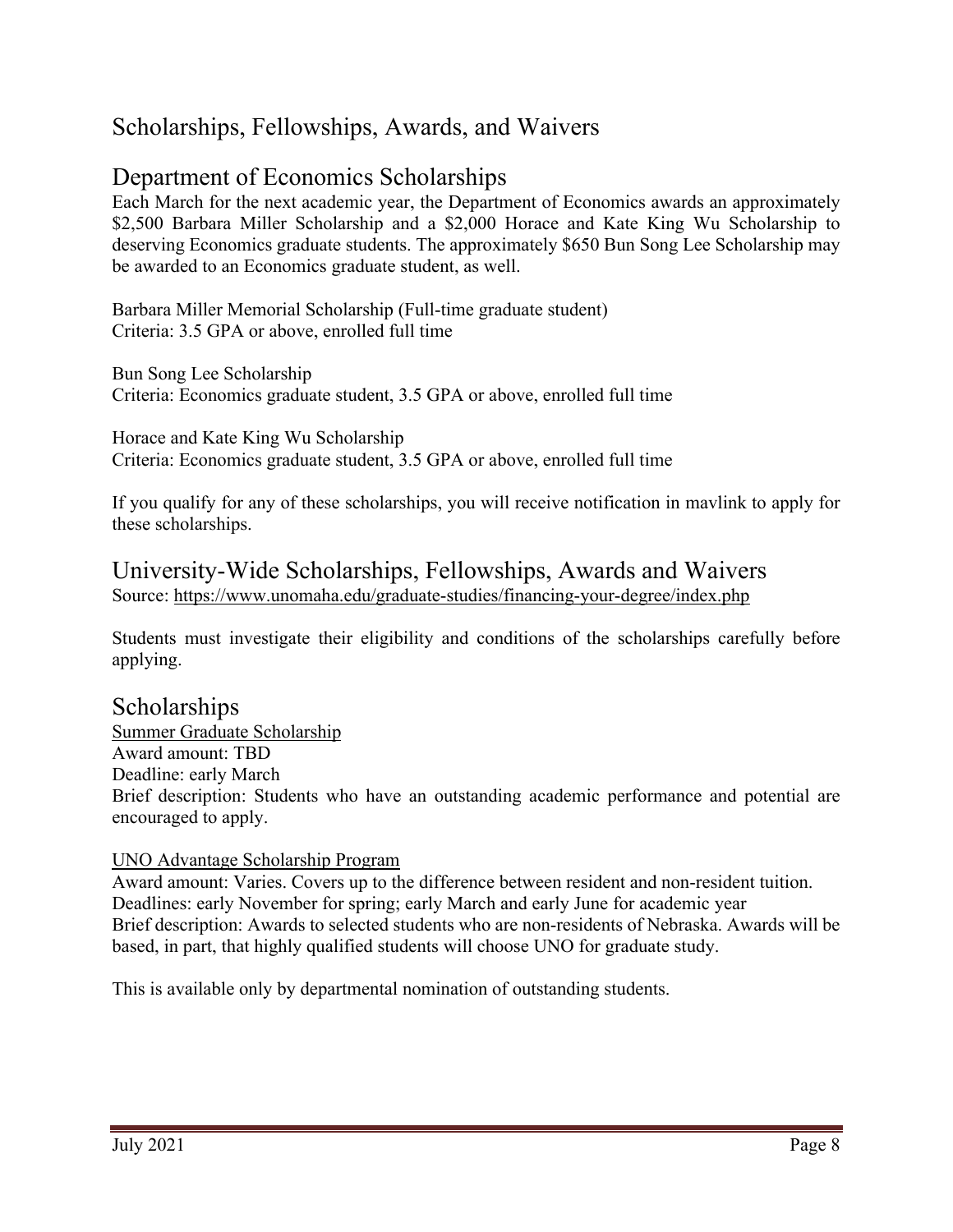# Scholarships, Fellowships, Awards, and Waivers

## Department of Economics Scholarships

Each March for the next academic year, the Department of Economics awards an approximately $2,500 Barbara Miller Scholarship and a $2,000 Horace and Kate King Wu Scholarship to deserving Economics graduate students. The approximately $650 Bun Song Lee Scholarship may be awarded to an Economics graduate student, as well.

Barbara Miller Memorial Scholarship (Full-time graduate student)
Criteria: 3.5 GPA or above, enrolled full time

Bun Song Lee Scholarship
Criteria: Economics graduate student, 3.5 GPA or above, enrolled full time

Horace and Kate King Wu Scholarship
Criteria: Economics graduate student, 3.5 GPA or above, enrolled full time

If you qualify for any of these scholarships, you will receive notification in mavlink to apply for these scholarships.

## University-Wide Scholarships, Fellowships, Awards and Waivers

Source: https://www.unomaha.edu/graduate-studies/financing-your-degree/index.php

Students must investigate their eligibility and conditions of the scholarships carefully before applying.

## Scholarships

Summer Graduate Scholarship
Award amount: TBD
Deadline: early March
Brief description: Students who have an outstanding academic performance and potential are encouraged to apply.

UNO Advantage Scholarship Program
Award amount: Varies. Covers up to the difference between resident and non-resident tuition.
Deadlines: early November for spring; early March and early June for academic year
Brief description: Awards to selected students who are non-residents of Nebraska. Awards will be based, in part, that highly qualified students will choose UNO for graduate study.

This is available only by departmental nomination of outstanding students.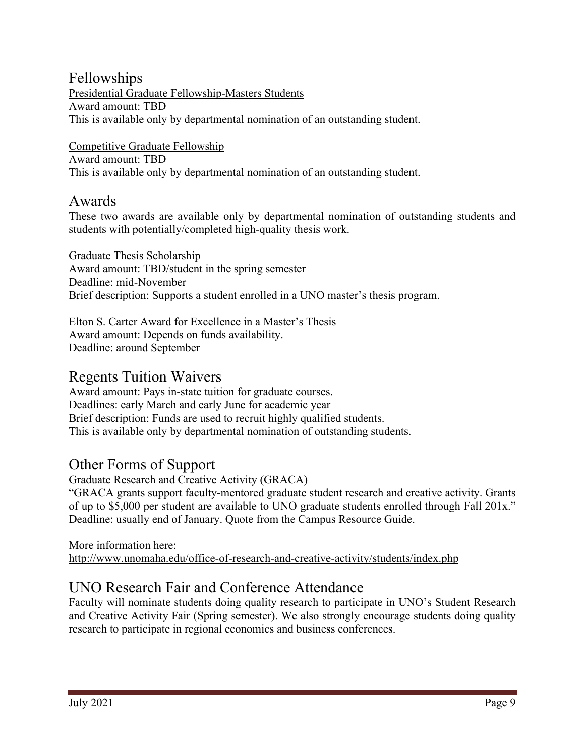## Fellowships

Presidential Graduate Fellowship-Masters Students

Award amount: TBD

This is available only by departmental nomination of an outstanding student.

Competitive Graduate Fellowship

Award amount: TBD

This is available only by departmental nomination of an outstanding student.

## Awards

These two awards are available only by departmental nomination of outstanding students and students with potentially/completed high-quality thesis work.

Graduate Thesis Scholarship

Award amount: TBD/student in the spring semester

Deadline: mid-November

Brief description: Supports a student enrolled in a UNO master's thesis program.

Elton S. Carter Award for Excellence in a Master's Thesis

Award amount: Depends on funds availability.

Deadline: around September

## Regents Tuition Waivers

Award amount: Pays in-state tuition for graduate courses.

Deadlines: early March and early June for academic year

Brief description: Funds are used to recruit highly qualified students.

This is available only by departmental nomination of outstanding students.

## Other Forms of Support

Graduate Research and Creative Activity (GRACA)

"GRACA grants support faculty-mentored graduate student research and creative activity. Grants of up to $5,000 per student are available to UNO graduate students enrolled through Fall 201x." Deadline: usually end of January. Quote from the Campus Resource Guide.

More information here:
http://www.unomaha.edu/office-of-research-and-creative-activity/students/index.php

## UNO Research Fair and Conference Attendance

Faculty will nominate students doing quality research to participate in UNO's Student Research and Creative Activity Fair (Spring semester). We also strongly encourage students doing quality research to participate in regional economics and business conferences.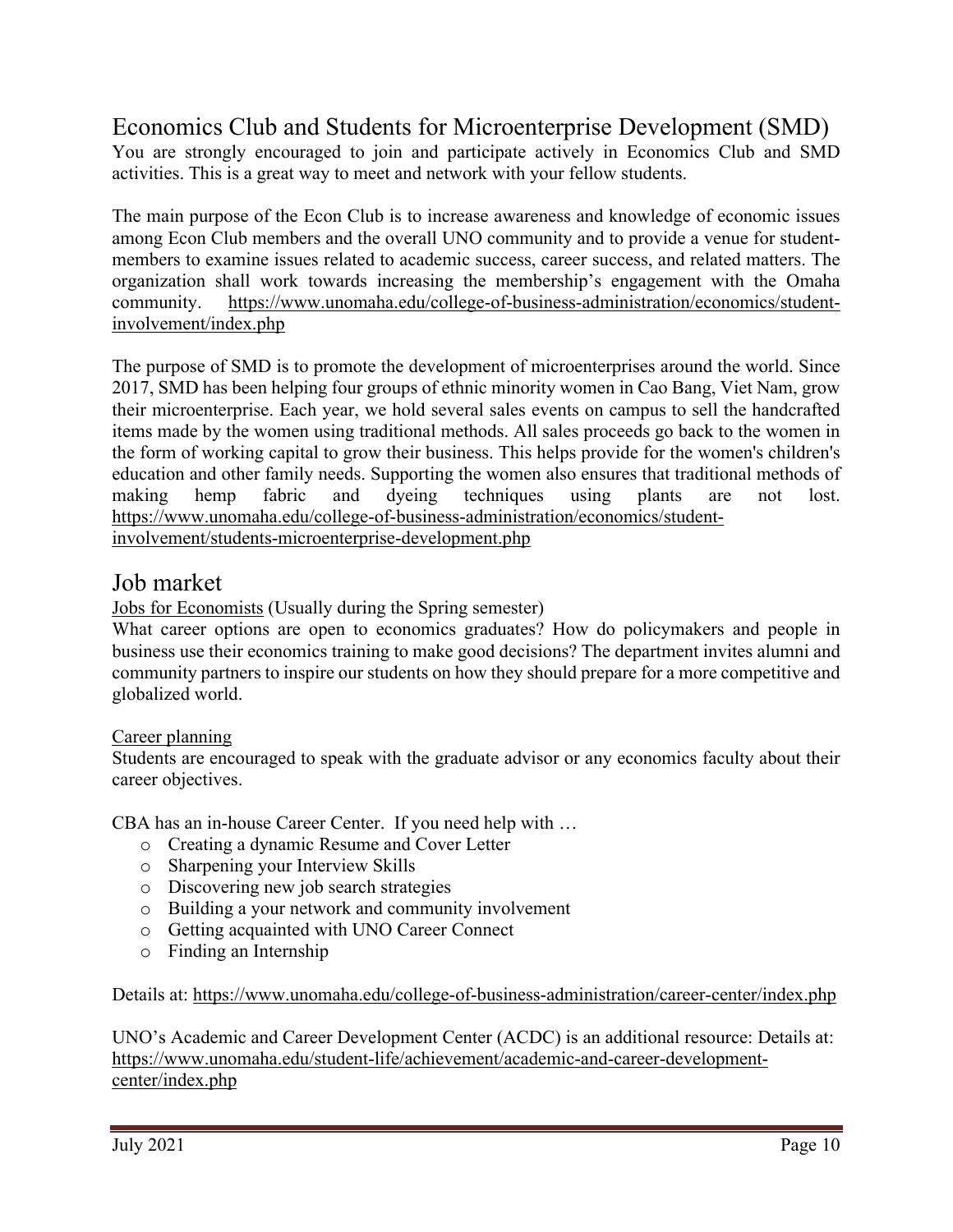## Economics Club and Students for Microenterprise Development (SMD)

You are strongly encouraged to join and participate actively in Economics Club and SMD activities. This is a great way to meet and network with your fellow students.

The main purpose of the Econ Club is to increase awareness and knowledge of economic issues among Econ Club members and the overall UNO community and to provide a venue for student-members to examine issues related to academic success, career success, and related matters. The organization shall work towards increasing the membership's engagement with the Omaha community. https://www.unomaha.edu/college-of-business-administration/economics/student-involvement/index.php

The purpose of SMD is to promote the development of microenterprises around the world. Since 2017, SMD has been helping four groups of ethnic minority women in Cao Bang, Viet Nam, grow their microenterprise. Each year, we hold several sales events on campus to sell the handcrafted items made by the women using traditional methods. All sales proceeds go back to the women in the form of working capital to grow their business. This helps provide for the women's children's education and other family needs. Supporting the women also ensures that traditional methods of making hemp fabric and dyeing techniques using plants are not lost. https://www.unomaha.edu/college-of-business-administration/economics/student-involvement/students-microenterprise-development.php

## Job market

Jobs for Economists (Usually during the Spring semester)

What career options are open to economics graduates? How do policymakers and people in business use their economics training to make good decisions? The department invites alumni and community partners to inspire our students on how they should prepare for a more competitive and globalized world.

Career planning

Students are encouraged to speak with the graduate advisor or any economics faculty about their career objectives.

CBA has an in-house Career Center. If you need help with …

- Creating a dynamic Resume and Cover Letter
- Sharpening your Interview Skills
- Discovering new job search strategies
- Building a your network and community involvement
- Getting acquainted with UNO Career Connect
- Finding an Internship

Details at: https://www.unomaha.edu/college-of-business-administration/career-center/index.php

UNO's Academic and Career Development Center (ACDC) is an additional resource: Details at: https://www.unomaha.edu/student-life/achievement/academic-and-career-development-center/index.php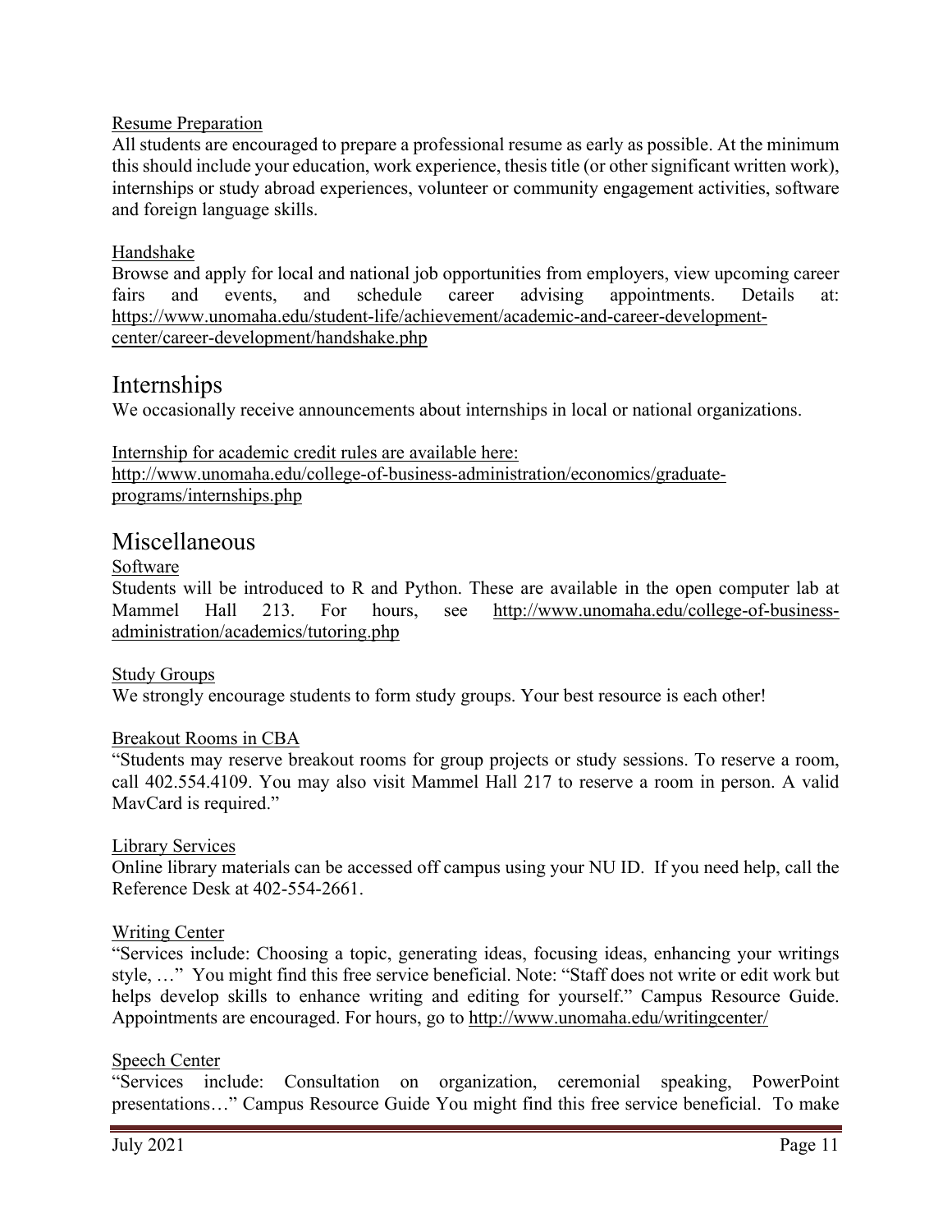Resume Preparation

All students are encouraged to prepare a professional resume as early as possible. At the minimum this should include your education, work experience, thesis title (or other significant written work), internships or study abroad experiences, volunteer or community engagement activities, software and foreign language skills.

Handshake

Browse and apply for local and national job opportunities from employers, view upcoming career fairs and events, and schedule career advising appointments. Details at: https://www.unomaha.edu/student-life/achievement/academic-and-career-development-center/career-development/handshake.php

## Internships

We occasionally receive announcements about internships in local or national organizations.

Internship for academic credit rules are available here: http://www.unomaha.edu/college-of-business-administration/economics/graduate-programs/internships.php

## Miscellaneous

Software

Students will be introduced to R and Python. These are available in the open computer lab at Mammel Hall 213. For hours, see http://www.unomaha.edu/college-of-business-administration/academics/tutoring.php

Study Groups

We strongly encourage students to form study groups. Your best resource is each other!

Breakout Rooms in CBA

"Students may reserve breakout rooms for group projects or study sessions. To reserve a room, call 402.554.4109. You may also visit Mammel Hall 217 to reserve a room in person. A valid MavCard is required."

Library Services

Online library materials can be accessed off campus using your NU ID. If you need help, call the Reference Desk at 402-554-2661.

Writing Center

"Services include: Choosing a topic, generating ideas, focusing ideas, enhancing your writings style, …" You might find this free service beneficial. Note: "Staff does not write or edit work but helps develop skills to enhance writing and editing for yourself." Campus Resource Guide. Appointments are encouraged. For hours, go to http://www.unomaha.edu/writingcenter/

Speech Center

"Services include: Consultation on organization, ceremonial speaking, PowerPoint presentations…" Campus Resource Guide You might find this free service beneficial. To make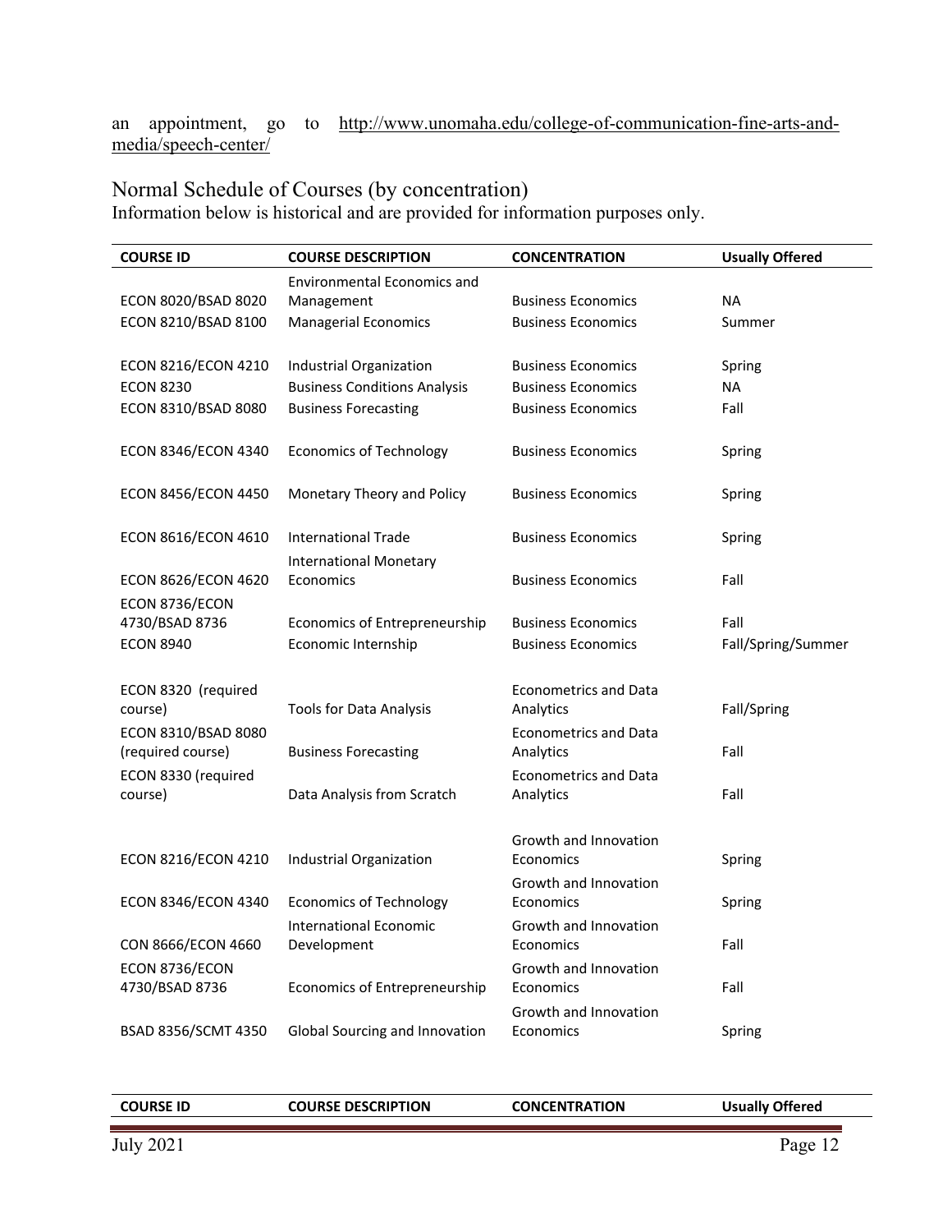an appointment, go to http://www.unomaha.edu/college-of-communication-fine-arts-and-media/speech-center/

## Normal Schedule of Courses (by concentration)

Information below is historical and are provided for information purposes only.

| COURSE ID | COURSE DESCRIPTION | CONCENTRATION | Usually Offered |
|---|---|---|---|
| ECON 8020/BSAD 8020 | Environmental Economics and Management | Business Economics | NA |
| ECON 8210/BSAD 8100 | Managerial Economics | Business Economics | Summer |
| ECON 8216/ECON 4210 | Industrial Organization | Business Economics | Spring |
| ECON 8230 | Business Conditions Analysis | Business Economics | NA |
| ECON 8310/BSAD 8080 | Business Forecasting | Business Economics | Fall |
| ECON 8346/ECON 4340 | Economics of Technology | Business Economics | Spring |
| ECON 8456/ECON 4450 | Monetary Theory and Policy | Business Economics | Spring |
| ECON 8616/ECON 4610 | International Trade | Business Economics | Spring |
| ECON 8626/ECON 4620 | International Monetary Economics | Business Economics | Fall |
| ECON 8736/ECON 4730/BSAD 8736 | Economics of Entrepreneurship | Business Economics | Fall |
| ECON 8940 | Economic Internship | Business Economics | Fall/Spring/Summer |
| ECON 8320 (required course) | Tools for Data Analysis | Econometrics and Data Analytics | Fall/Spring |
| ECON 8310/BSAD 8080 (required course) | Business Forecasting | Econometrics and Data Analytics | Fall |
| ECON 8330 (required course) | Data Analysis from Scratch | Econometrics and Data Analytics | Fall |
| ECON 8216/ECON 4210 | Industrial Organization | Growth and Innovation Economics | Spring |
| ECON 8346/ECON 4340 | Economics of Technology | Growth and Innovation Economics | Spring |
| CON 8666/ECON 4660 | International Economic Development | Growth and Innovation Economics | Fall |
| ECON 8736/ECON 4730/BSAD 8736 | Economics of Entrepreneurship | Growth and Innovation Economics | Fall |
| BSAD 8356/SCMT 4350 | Global Sourcing and Innovation | Growth and Innovation Economics | Spring |

| COURSE ID | COURSE DESCRIPTION | CONCENTRATION | Usually Offered |
|---|---|---|---|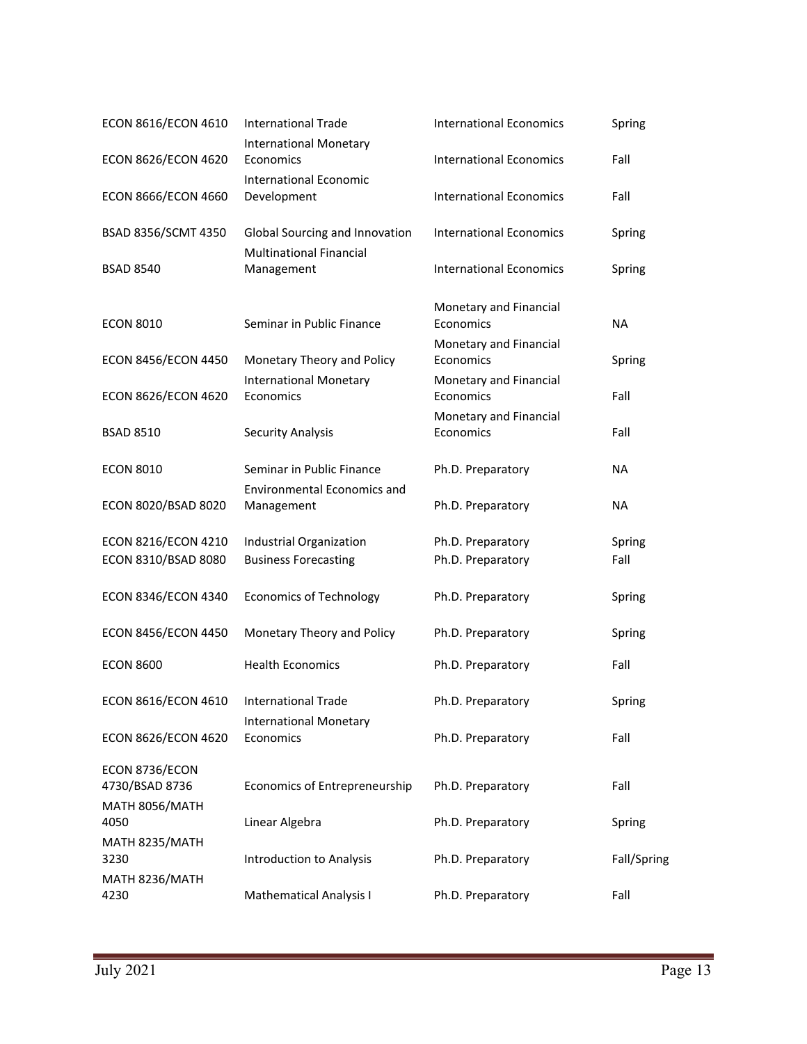| | | | |
|---|---|---|---|
| ECON 8616/ECON 4610 | International Trade | International Economics | Spring |
| ECON 8626/ECON 4620 | International Monetary Economics | International Economics | Fall |
| ECON 8666/ECON 4660 | International Economic Development | International Economics | Fall |
| BSAD 8356/SCMT 4350 | Global Sourcing and Innovation | International Economics | Spring |
| BSAD 8540 | Multinational Financial Management | International Economics | Spring |
| ECON 8010 | Seminar in Public Finance | Monetary and Financial Economics | NA |
| ECON 8456/ECON 4450 | Monetary Theory and Policy | Monetary and Financial Economics | Spring |
| ECON 8626/ECON 4620 | International Monetary Economics | Monetary and Financial Economics | Fall |
| BSAD 8510 | Security Analysis | Monetary and Financial Economics | Fall |
| ECON 8010 | Seminar in Public Finance | Ph.D. Preparatory | NA |
| ECON 8020/BSAD 8020 | Environmental Economics and Management | Ph.D. Preparatory | NA |
| ECON 8216/ECON 4210 | Industrial Organization | Ph.D. Preparatory | Spring |
| ECON 8310/BSAD 8080 | Business Forecasting | Ph.D. Preparatory | Fall |
| ECON 8346/ECON 4340 | Economics of Technology | Ph.D. Preparatory | Spring |
| ECON 8456/ECON 4450 | Monetary Theory and Policy | Ph.D. Preparatory | Spring |
| ECON 8600 | Health Economics | Ph.D. Preparatory | Fall |
| ECON 8616/ECON 4610 | International Trade | Ph.D. Preparatory | Spring |
| ECON 8626/ECON 4620 | International Monetary Economics | Ph.D. Preparatory | Fall |
| ECON 8736/ECON 4730/BSAD 8736 | Economics of Entrepreneurship | Ph.D. Preparatory | Fall |
| MATH 8056/MATH 4050 | Linear Algebra | Ph.D. Preparatory | Spring |
| MATH 8235/MATH 3230 | Introduction to Analysis | Ph.D. Preparatory | Fall/Spring |
| MATH 8236/MATH 4230 | Mathematical Analysis I | Ph.D. Preparatory | Fall |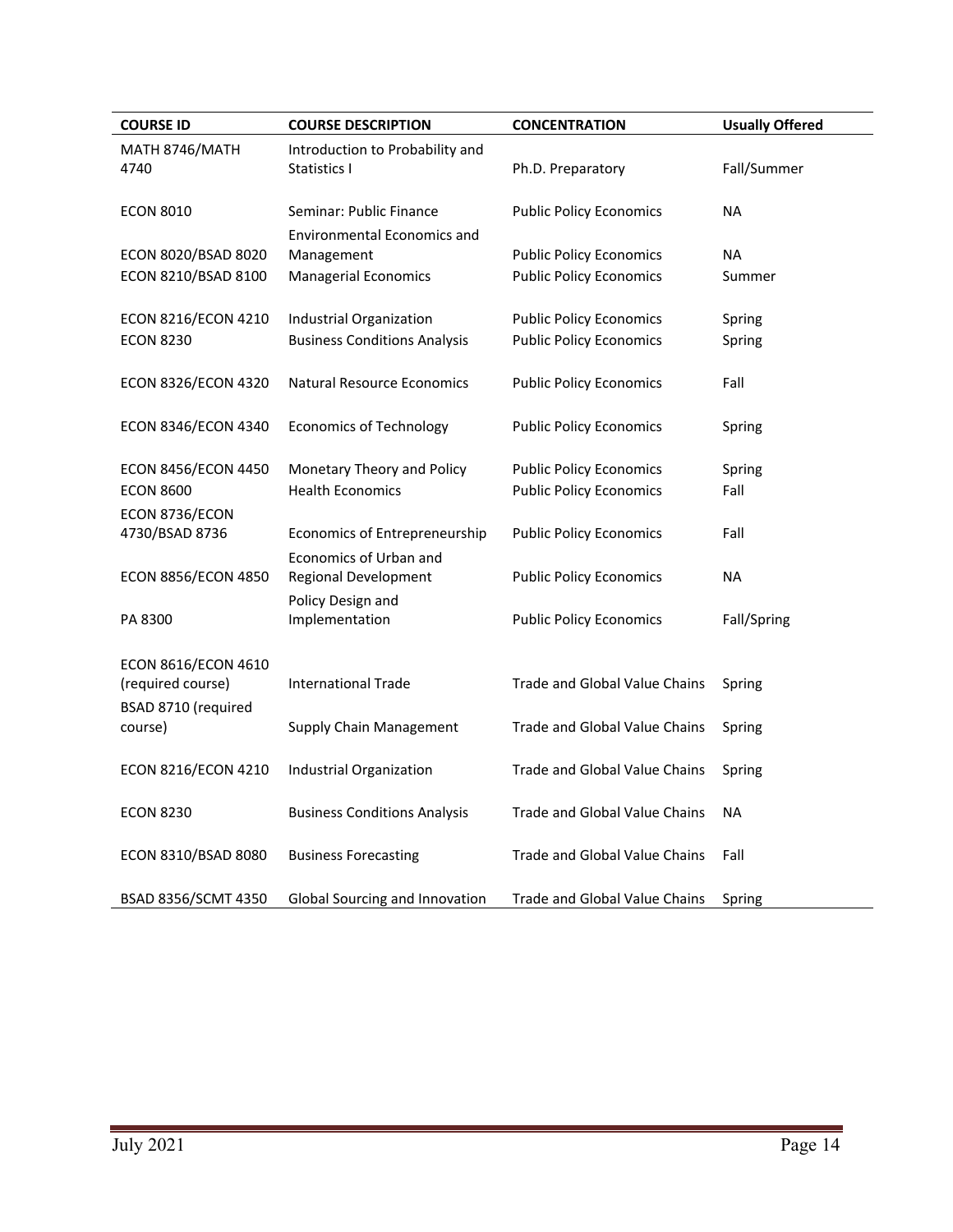| COURSE ID | COURSE DESCRIPTION | CONCENTRATION | Usually Offered |
|---|---|---|---|
| MATH 8746/MATH 4740 | Introduction to Probability and Statistics I | Ph.D. Preparatory | Fall/Summer |
| ECON 8010 | Seminar: Public Finance | Public Policy Economics | NA |
| ECON 8020/BSAD 8020 | Environmental Economics and Management | Public Policy Economics | NA |
| ECON 8210/BSAD 8100 | Managerial Economics | Public Policy Economics | Summer |
| ECON 8216/ECON 4210 | Industrial Organization | Public Policy Economics | Spring |
| ECON 8230 | Business Conditions Analysis | Public Policy Economics | Spring |
| ECON 8326/ECON 4320 | Natural Resource Economics | Public Policy Economics | Fall |
| ECON 8346/ECON 4340 | Economics of Technology | Public Policy Economics | Spring |
| ECON 8456/ECON 4450 | Monetary Theory and Policy | Public Policy Economics | Spring |
| ECON 8600 | Health Economics | Public Policy Economics | Fall |
| ECON 8736/ECON 4730/BSAD 8736 | Economics of Entrepreneurship | Public Policy Economics | Fall |
| ECON 8856/ECON 4850 | Economics of Urban and Regional Development | Public Policy Economics | NA |
| PA 8300 | Policy Design and Implementation | Public Policy Economics | Fall/Spring |
| ECON 8616/ECON 4610 (required course) | International Trade | Trade and Global Value Chains | Spring |
| BSAD 8710 (required course) | Supply Chain Management | Trade and Global Value Chains | Spring |
| ECON 8216/ECON 4210 | Industrial Organization | Trade and Global Value Chains | Spring |
| ECON 8230 | Business Conditions Analysis | Trade and Global Value Chains | NA |
| ECON 8310/BSAD 8080 | Business Forecasting | Trade and Global Value Chains | Fall |
| BSAD 8356/SCMT 4350 | Global Sourcing and Innovation | Trade and Global Value Chains | Spring |